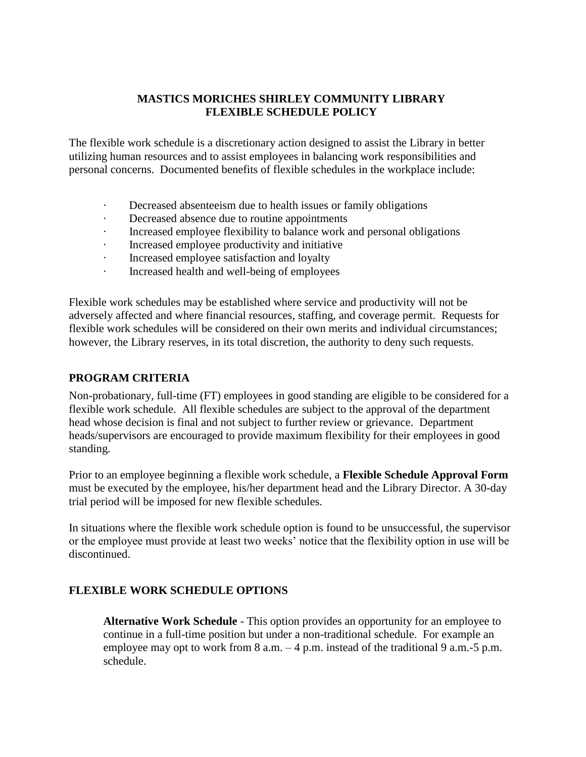# MASTICS MORICHES SHIRLEY COMMUNITY LIBRARY
# FLEXIBLE SCHEDULE POLICY

The flexible work schedule is a discretionary action designed to assist the Library in better utilizing human resources and to assist employees in balancing work responsibilities and personal concerns. Documented benefits of flexible schedules in the workplace include:

- Decreased absenteeism due to health issues or family obligations
- Decreased absence due to routine appointments
- Increased employee flexibility to balance work and personal obligations
- Increased employee productivity and initiative
- Increased employee satisfaction and loyalty
- Increased health and well-being of employees

Flexible work schedules may be established where service and productivity will not be adversely affected and where financial resources, staffing, and coverage permit. Requests for flexible work schedules will be considered on their own merits and individual circumstances; however, the Library reserves, in its total discretion, the authority to deny such requests.

## PROGRAM CRITERIA

Non-probationary, full-time (FT) employees in good standing are eligible to be considered for a flexible work schedule. All flexible schedules are subject to the approval of the department head whose decision is final and not subject to further review or grievance. Department heads/supervisors are encouraged to provide maximum flexibility for their employees in good standing.

Prior to an employee beginning a flexible work schedule, a **Flexible Schedule Approval Form** must be executed by the employee, his/her department head and the Library Director. A 30-day trial period will be imposed for new flexible schedules.

In situations where the flexible work schedule option is found to be unsuccessful, the supervisor or the employee must provide at least two weeks' notice that the flexibility option in use will be discontinued.

## FLEXIBLE WORK SCHEDULE OPTIONS

**Alternative Work Schedule** - This option provides an opportunity for an employee to continue in a full-time position but under a non-traditional schedule. For example an employee may opt to work from 8 a.m. – 4 p.m. instead of the traditional 9 a.m.-5 p.m. schedule.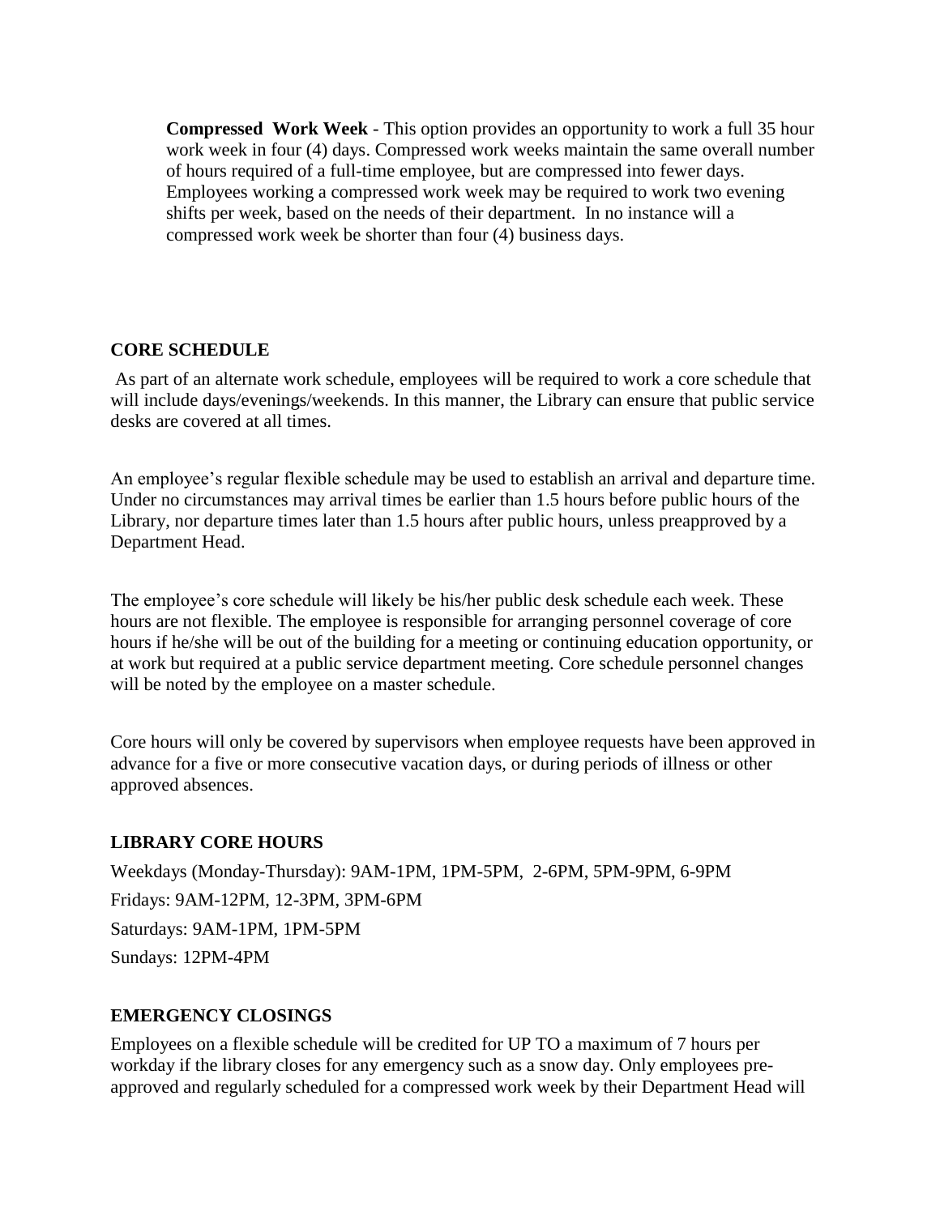**Compressed Work Week** - This option provides an opportunity to work a full 35 hour work week in four (4) days. Compressed work weeks maintain the same overall number of hours required of a full-time employee, but are compressed into fewer days. Employees working a compressed work week may be required to work two evening shifts per week, based on the needs of their department. In no instance will a compressed work week be shorter than four (4) business days.

## CORE SCHEDULE

As part of an alternate work schedule, employees will be required to work a core schedule that will include days/evenings/weekends. In this manner, the Library can ensure that public service desks are covered at all times.

An employee's regular flexible schedule may be used to establish an arrival and departure time. Under no circumstances may arrival times be earlier than 1.5 hours before public hours of the Library, nor departure times later than 1.5 hours after public hours, unless preapproved by a Department Head.

The employee's core schedule will likely be his/her public desk schedule each week. These hours are not flexible. The employee is responsible for arranging personnel coverage of core hours if he/she will be out of the building for a meeting or continuing education opportunity, or at work but required at a public service department meeting. Core schedule personnel changes will be noted by the employee on a master schedule.

Core hours will only be covered by supervisors when employee requests have been approved in advance for a five or more consecutive vacation days, or during periods of illness or other approved absences.

## LIBRARY CORE HOURS

Weekdays (Monday-Thursday): 9AM-1PM, 1PM-5PM, 2-6PM, 5PM-9PM, 6-9PM

Fridays: 9AM-12PM, 12-3PM, 3PM-6PM

Saturdays: 9AM-1PM, 1PM-5PM

Sundays: 12PM-4PM

## EMERGENCY CLOSINGS

Employees on a flexible schedule will be credited for UP TO a maximum of 7 hours per workday if the library closes for any emergency such as a snow day. Only employees pre-approved and regularly scheduled for a compressed work week by their Department Head will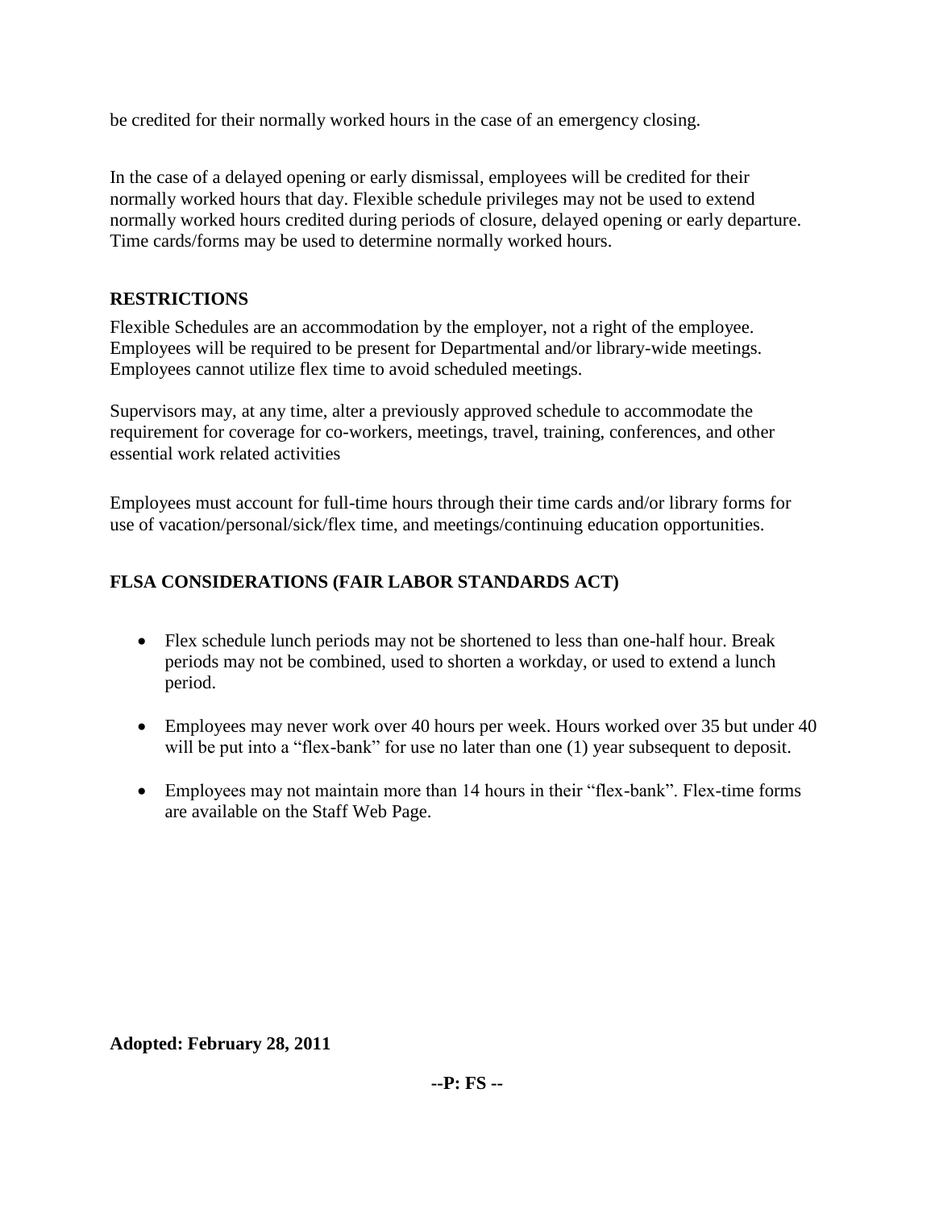be credited for their normally worked hours in the case of an emergency closing.

In the case of a delayed opening or early dismissal, employees will be credited for their normally worked hours that day. Flexible schedule privileges may not be used to extend normally worked hours credited during periods of closure, delayed opening or early departure. Time cards/forms may be used to determine normally worked hours.

## RESTRICTIONS

Flexible Schedules are an accommodation by the employer, not a right of the employee. Employees will be required to be present for Departmental and/or library-wide meetings. Employees cannot utilize flex time to avoid scheduled meetings.

Supervisors may, at any time, alter a previously approved schedule to accommodate the requirement for coverage for co-workers, meetings, travel, training, conferences, and other essential work related activities

Employees must account for full-time hours through their time cards and/or library forms for use of vacation/personal/sick/flex time, and meetings/continuing education opportunities.

## FLSA CONSIDERATIONS (FAIR LABOR STANDARDS ACT)

- Flex schedule lunch periods may not be shortened to less than one-half hour. Break periods may not be combined, used to shorten a workday, or used to extend a lunch period.
- Employees may never work over 40 hours per week. Hours worked over 35 but under 40 will be put into a "flex-bank" for use no later than one (1) year subsequent to deposit.
- Employees may not maintain more than 14 hours in their "flex-bank". Flex-time forms are available on the Staff Web Page.

**Adopted: February 28, 2011**

**--P: FS --**